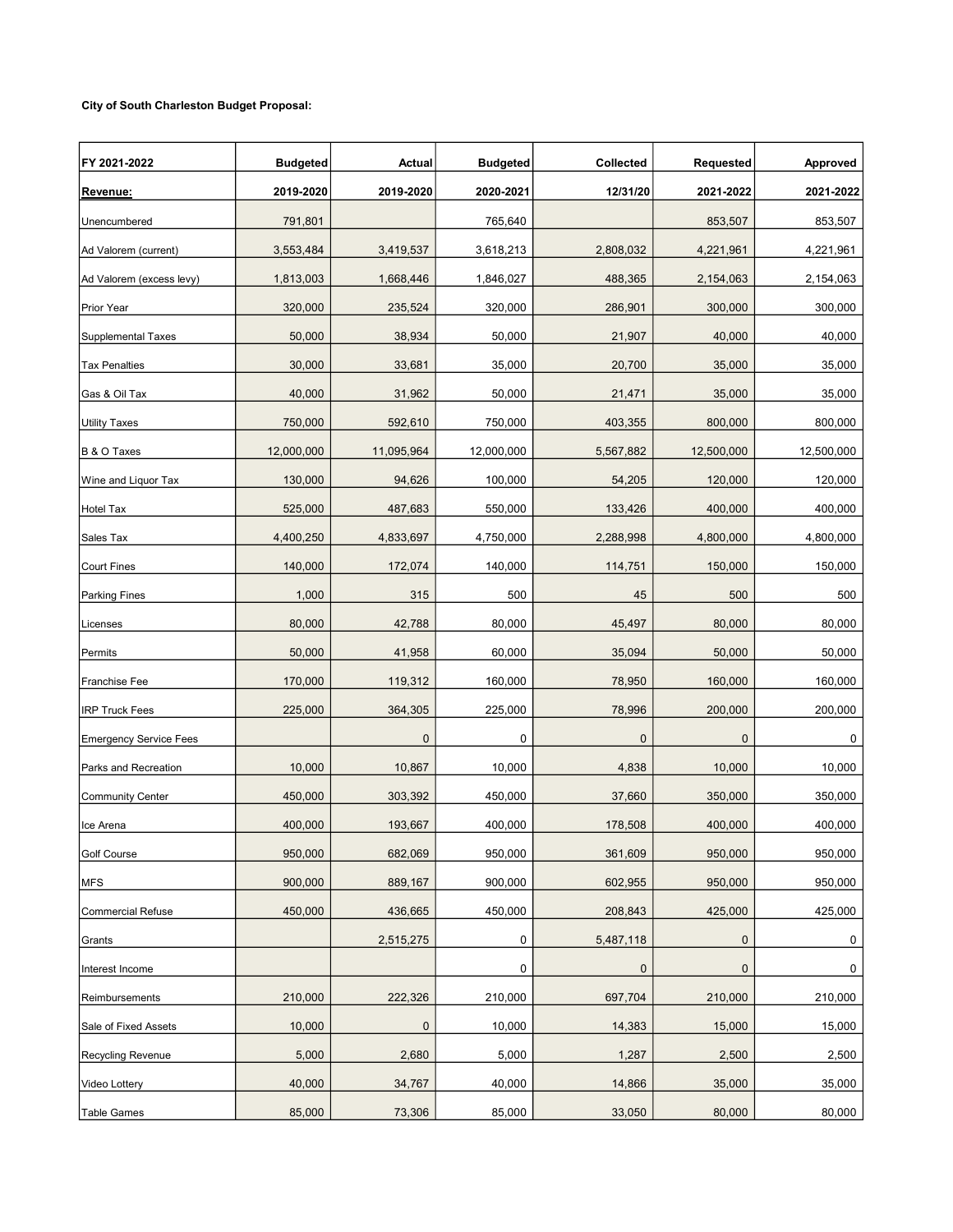**City of South Charleston Budget Proposal:**

| FY 2021-2022 | Budgeted | Actual | Budgeted | Collected | Requested | Approved |
|---|---|---|---|---|---|---|
| **Revenue:** | **2019-2020** | **2019-2020** | **2020-2021** | **12/31/20** | **2021-2022** | **2021-2022** |
| Unencumbered | 791,801 | | 765,640 | | 853,507 | 853,507 |
| Ad Valorem (current) | 3,553,484 | 3,419,537 | 3,618,213 | 2,808,032 | 4,221,961 | 4,221,961 |
| Ad Valorem (excess levy) | 1,813,003 | 1,668,446 | 1,846,027 | 488,365 | 2,154,063 | 2,154,063 |
| Prior Year | 320,000 | 235,524 | 320,000 | 286,901 | 300,000 | 300,000 |
| Supplemental Taxes | 50,000 | 38,934 | 50,000 | 21,907 | 40,000 | 40,000 |
| Tax Penalties | 30,000 | 33,681 | 35,000 | 20,700 | 35,000 | 35,000 |
| Gas & Oil Tax | 40,000 | 31,962 | 50,000 | 21,471 | 35,000 | 35,000 |
| Utility Taxes | 750,000 | 592,610 | 750,000 | 403,355 | 800,000 | 800,000 |
| B & O Taxes | 12,000,000 | 11,095,964 | 12,000,000 | 5,567,882 | 12,500,000 | 12,500,000 |
| Wine and Liquor Tax | 130,000 | 94,626 | 100,000 | 54,205 | 120,000 | 120,000 |
| Hotel Tax | 525,000 | 487,683 | 550,000 | 133,426 | 400,000 | 400,000 |
| Sales Tax | 4,400,250 | 4,833,697 | 4,750,000 | 2,288,998 | 4,800,000 | 4,800,000 |
| Court Fines | 140,000 | 172,074 | 140,000 | 114,751 | 150,000 | 150,000 |
| Parking Fines | 1,000 | 315 | 500 | 45 | 500 | 500 |
| Licenses | 80,000 | 42,788 | 80,000 | 45,497 | 80,000 | 80,000 |
| Permits | 50,000 | 41,958 | 60,000 | 35,094 | 50,000 | 50,000 |
| Franchise Fee | 170,000 | 119,312 | 160,000 | 78,950 | 160,000 | 160,000 |
| IRP Truck Fees | 225,000 | 364,305 | 225,000 | 78,996 | 200,000 | 200,000 |
| Emergency Service Fees | | 0 | 0 | 0 | 0 | 0 |
| Parks and Recreation | 10,000 | 10,867 | 10,000 | 4,838 | 10,000 | 10,000 |
| Community Center | 450,000 | 303,392 | 450,000 | 37,660 | 350,000 | 350,000 |
| Ice Arena | 400,000 | 193,667 | 400,000 | 178,508 | 400,000 | 400,000 |
| Golf Course | 950,000 | 682,069 | 950,000 | 361,609 | 950,000 | 950,000 |
| MFS | 900,000 | 889,167 | 900,000 | 602,955 | 950,000 | 950,000 |
| Commercial Refuse | 450,000 | 436,665 | 450,000 | 208,843 | 425,000 | 425,000 |
| Grants | | 2,515,275 | 0 | 5,487,118 | 0 | 0 |
| Interest Income | | | 0 | 0 | 0 | 0 |
| Reimbursements | 210,000 | 222,326 | 210,000 | 697,704 | 210,000 | 210,000 |
| Sale of Fixed Assets | 10,000 | 0 | 10,000 | 14,383 | 15,000 | 15,000 |
| Recycling Revenue | 5,000 | 2,680 | 5,000 | 1,287 | 2,500 | 2,500 |
| Video Lottery | 40,000 | 34,767 | 40,000 | 14,866 | 35,000 | 35,000 |
| Table Games | 85,000 | 73,306 | 85,000 | 33,050 | 80,000 | 80,000 |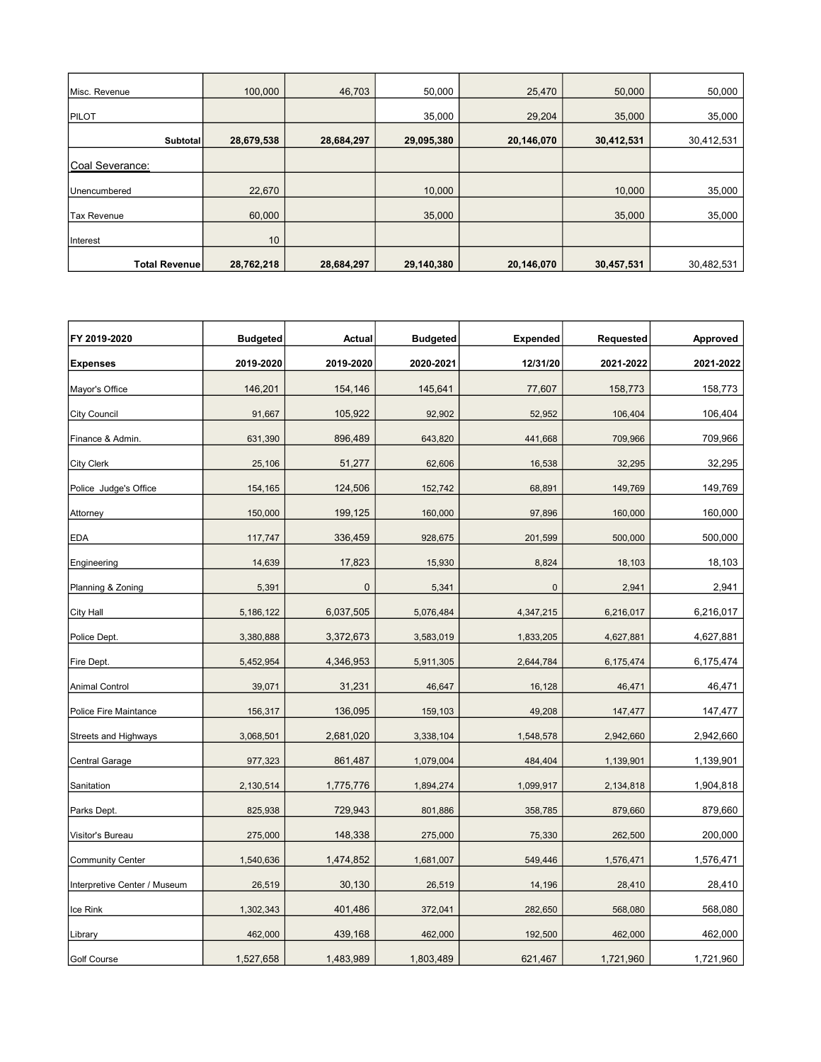| | | | | | | |
|---|---|---|---|---|---|---|
| Misc. Revenue | 100,000 | 46,703 | 50,000 | 25,470 | 50,000 | 50,000 |
| PILOT | | | 35,000 | 29,204 | 35,000 | 35,000 |
| **Subtotal** | **28,679,538** | **28,684,297** | **29,095,380** | **20,146,070** | **30,412,531** | 30,412,531 |
| Coal Severance: | | | | | | |
| Unencumbered | 22,670 | | 10,000 | | 10,000 | 35,000 |
| Tax Revenue | 60,000 | | 35,000 | | 35,000 | 35,000 |
| Interest | 10 | | | | | |
| **Total Revenue** | **28,762,218** | **28,684,297** | **29,140,380** | **20,146,070** | **30,457,531** | 30,482,531 |

| **FY 2019-2020** | **Budgeted** | **Actual** | **Budgeted** | **Expended** | **Requested** | **Approved** |
|---|---|---|---|---|---|---|
| **Expenses** | **2019-2020** | **2019-2020** | **2020-2021** | **12/31/20** | **2021-2022** | **2021-2022** |
| Mayor's Office | 146,201 | 154,146 | 145,641 | 77,607 | 158,773 | 158,773 |
| City Council | 91,667 | 105,922 | 92,902 | 52,952 | 106,404 | 106,404 |
| Finance & Admin. | 631,390 | 896,489 | 643,820 | 441,668 | 709,966 | 709,966 |
| City Clerk | 25,106 | 51,277 | 62,606 | 16,538 | 32,295 | 32,295 |
| Police Judge's Office | 154,165 | 124,506 | 152,742 | 68,891 | 149,769 | 149,769 |
| Attorney | 150,000 | 199,125 | 160,000 | 97,896 | 160,000 | 160,000 |
| EDA | 117,747 | 336,459 | 928,675 | 201,599 | 500,000 | 500,000 |
| Engineering | 14,639 | 17,823 | 15,930 | 8,824 | 18,103 | 18,103 |
| Planning & Zoning | 5,391 | 0 | 5,341 | 0 | 2,941 | 2,941 |
| City Hall | 5,186,122 | 6,037,505 | 5,076,484 | 4,347,215 | 6,216,017 | 6,216,017 |
| Police Dept. | 3,380,888 | 3,372,673 | 3,583,019 | 1,833,205 | 4,627,881 | 4,627,881 |
| Fire Dept. | 5,452,954 | 4,346,953 | 5,911,305 | 2,644,784 | 6,175,474 | 6,175,474 |
| Animal Control | 39,071 | 31,231 | 46,647 | 16,128 | 46,471 | 46,471 |
| Police Fire Maintance | 156,317 | 136,095 | 159,103 | 49,208 | 147,477 | 147,477 |
| Streets and Highways | 3,068,501 | 2,681,020 | 3,338,104 | 1,548,578 | 2,942,660 | 2,942,660 |
| Central Garage | 977,323 | 861,487 | 1,079,004 | 484,404 | 1,139,901 | 1,139,901 |
| Sanitation | 2,130,514 | 1,775,776 | 1,894,274 | 1,099,917 | 2,134,818 | 1,904,818 |
| Parks Dept. | 825,938 | 729,943 | 801,886 | 358,785 | 879,660 | 879,660 |
| Visitor's Bureau | 275,000 | 148,338 | 275,000 | 75,330 | 262,500 | 200,000 |
| Community Center | 1,540,636 | 1,474,852 | 1,681,007 | 549,446 | 1,576,471 | 1,576,471 |
| Interpretive Center / Museum | 26,519 | 30,130 | 26,519 | 14,196 | 28,410 | 28,410 |
| Ice Rink | 1,302,343 | 401,486 | 372,041 | 282,650 | 568,080 | 568,080 |
| Library | 462,000 | 439,168 | 462,000 | 192,500 | 462,000 | 462,000 |
| Golf Course | 1,527,658 | 1,483,989 | 1,803,489 | 621,467 | 1,721,960 | 1,721,960 |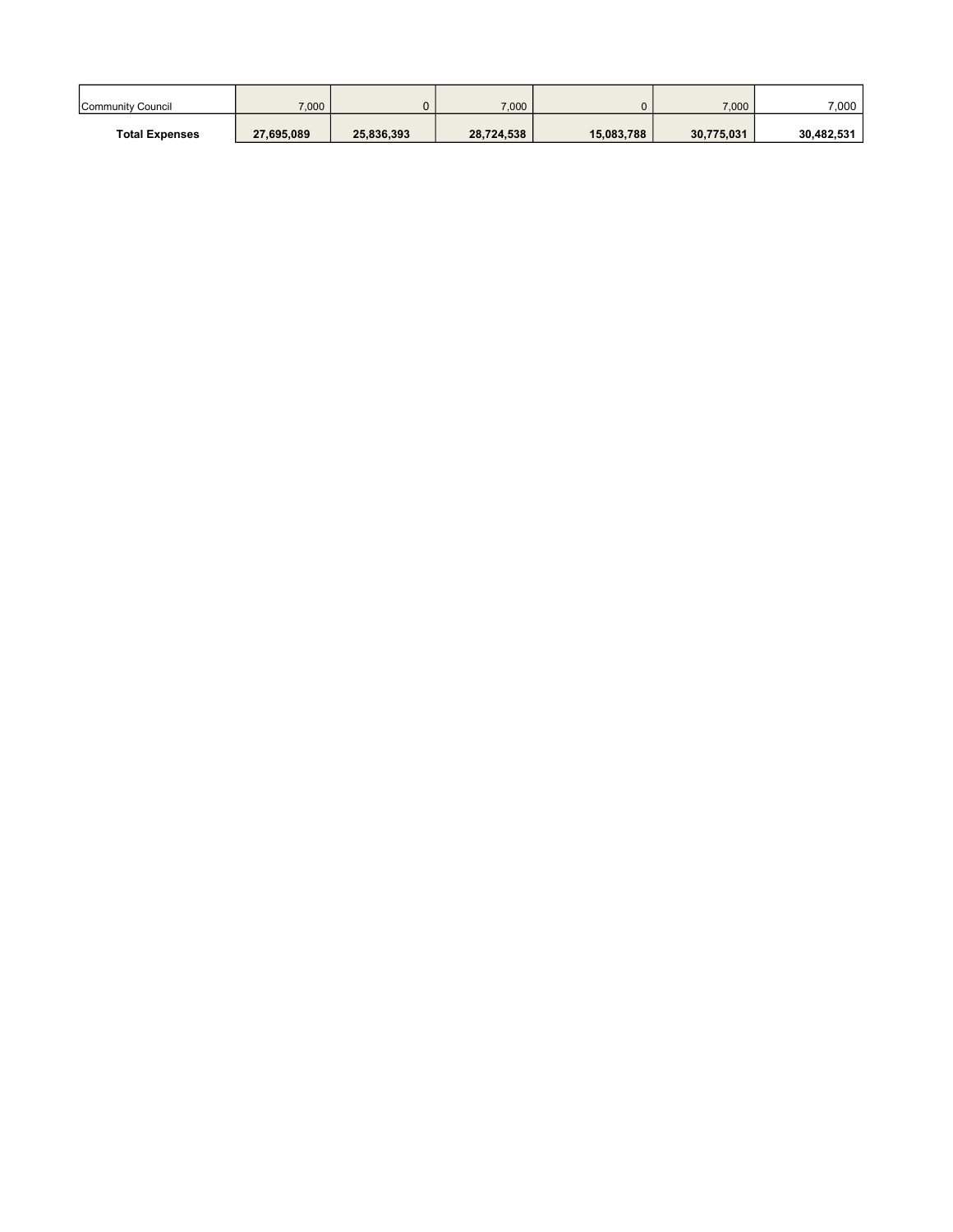| | | | | | | |
|---|---|---|---|---|---|---|
| Community Council | 7,000 | 0 | 7,000 | 0 | 7,000 | 7,000 |
| **Total Expenses** | **27,695,089** | **25,836,393** | **28,724,538** | **15,083,788** | **30,775,031** | **30,482,531** |